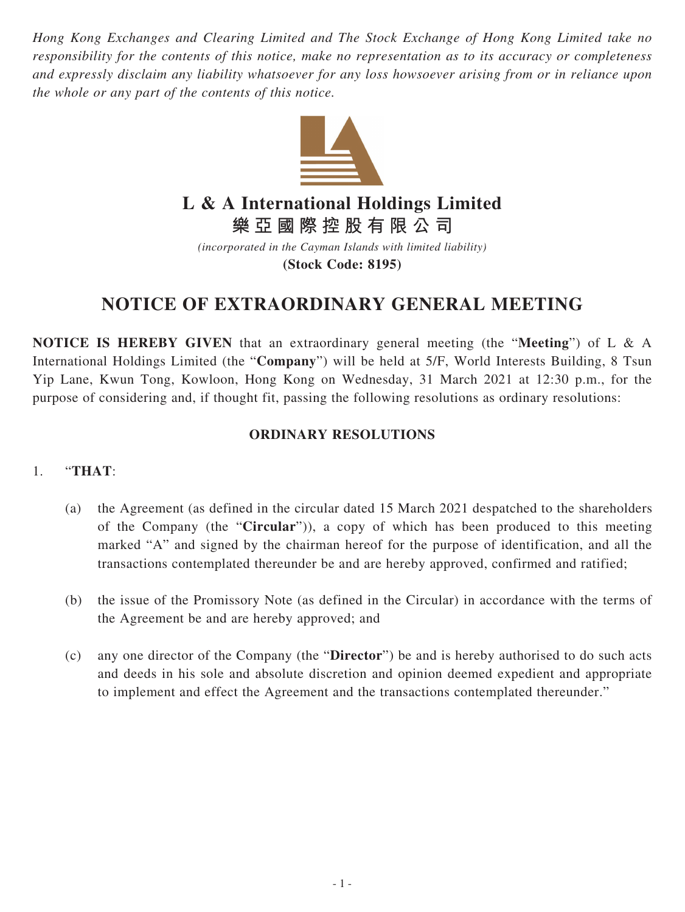*Hong Kong Exchanges and Clearing Limited and The Stock Exchange of Hong Kong Limited take no responsibility for the contents of this notice, make no representation as to its accuracy or completeness and expressly disclaim any liability whatsoever for any loss howsoever arising from or in reliance upon the whole or any part of the contents of this notice.*

# L & A International Holdings Limited
# 樂亞國際控股有限公司

*(incorporated in the Cayman Islands with limited liability)*

**(Stock Code: 8195)**

# NOTICE OF EXTRAORDINARY GENERAL MEETING

**NOTICE IS HEREBY GIVEN** that an extraordinary general meeting (the "**Meeting**") of L & A International Holdings Limited (the "**Company**") will be held at 5/F, World Interests Building, 8 Tsun Yip Lane, Kwun Tong, Kowloon, Hong Kong on Wednesday, 31 March 2021 at 12:30 p.m., for the purpose of considering and, if thought fit, passing the following resolutions as ordinary resolutions:

## ORDINARY RESOLUTIONS

1. "**THAT**:

   (a) the Agreement (as defined in the circular dated 15 March 2021 despatched to the shareholders of the Company (the "**Circular**")), a copy of which has been produced to this meeting marked "A" and signed by the chairman hereof for the purpose of identification, and all the transactions contemplated thereunder be and are hereby approved, confirmed and ratified;

   (b) the issue of the Promissory Note (as defined in the Circular) in accordance with the terms of the Agreement be and are hereby approved; and

   (c) any one director of the Company (the "**Director**") be and is hereby authorised to do such acts and deeds in his sole and absolute discretion and opinion deemed expedient and appropriate to implement and effect the Agreement and the transactions contemplated thereunder."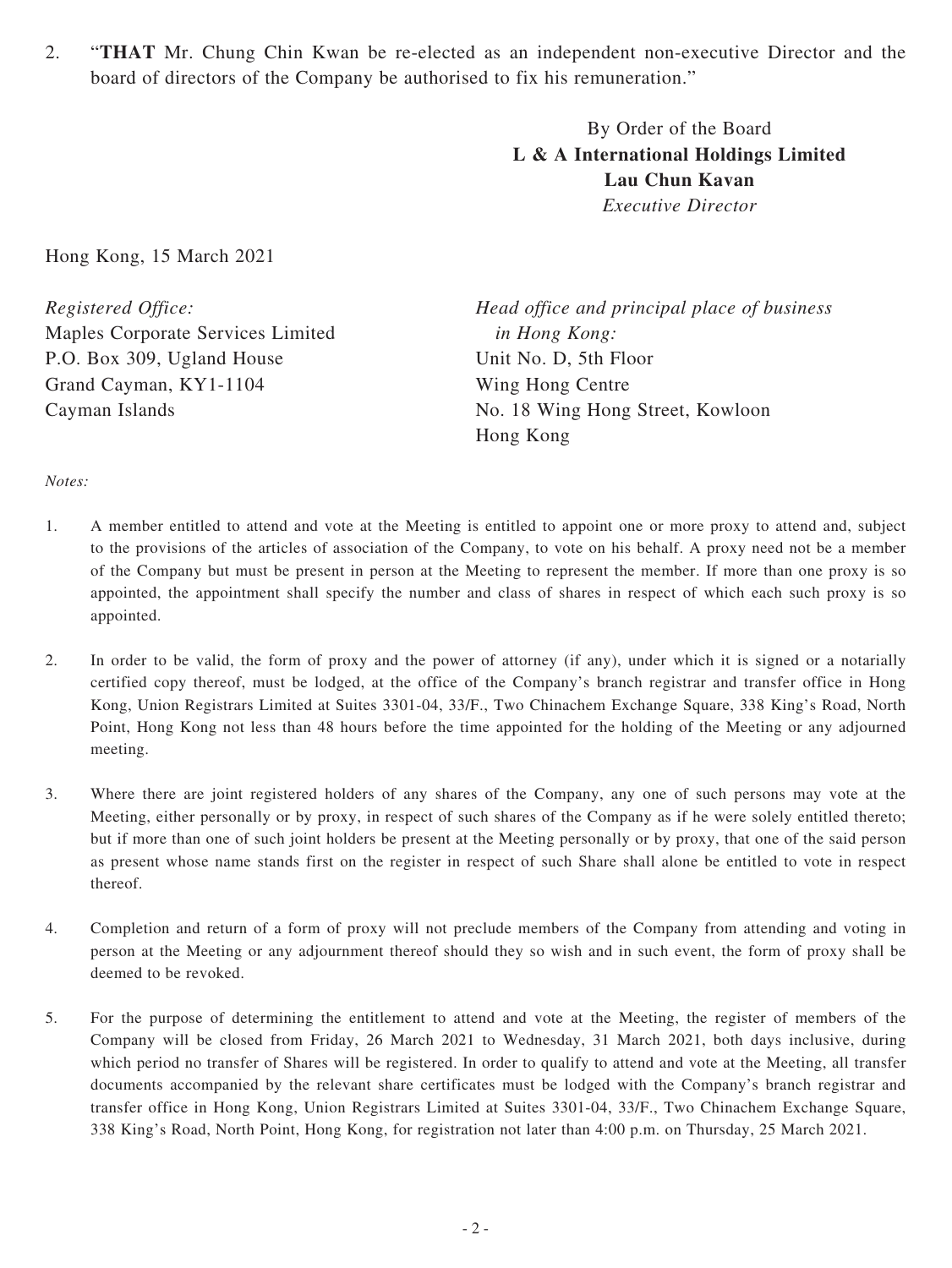2. "**THAT** Mr. Chung Chin Kwan be re-elected as an independent non-executive Director and the board of directors of the Company be authorised to fix his remuneration."

By Order of the Board
**L & A International Holdings Limited**
**Lau Chun Kavan**
*Executive Director*

Hong Kong, 15 March 2021

*Registered Office:*
Maples Corporate Services Limited
P.O. Box 309, Ugland House
Grand Cayman, KY1-1104
Cayman Islands

*Head office and principal place of business in Hong Kong:*
Unit No. D, 5th Floor
Wing Hong Centre
No. 18 Wing Hong Street, Kowloon
Hong Kong

*Notes:*

1. A member entitled to attend and vote at the Meeting is entitled to appoint one or more proxy to attend and, subject to the provisions of the articles of association of the Company, to vote on his behalf. A proxy need not be a member of the Company but must be present in person at the Meeting to represent the member. If more than one proxy is so appointed, the appointment shall specify the number and class of shares in respect of which each such proxy is so appointed.

2. In order to be valid, the form of proxy and the power of attorney (if any), under which it is signed or a notarially certified copy thereof, must be lodged, at the office of the Company's branch registrar and transfer office in Hong Kong, Union Registrars Limited at Suites 3301-04, 33/F., Two Chinachem Exchange Square, 338 King's Road, North Point, Hong Kong not less than 48 hours before the time appointed for the holding of the Meeting or any adjourned meeting.

3. Where there are joint registered holders of any shares of the Company, any one of such persons may vote at the Meeting, either personally or by proxy, in respect of such shares of the Company as if he were solely entitled thereto; but if more than one of such joint holders be present at the Meeting personally or by proxy, that one of the said person as present whose name stands first on the register in respect of such Share shall alone be entitled to vote in respect thereof.

4. Completion and return of a form of proxy will not preclude members of the Company from attending and voting in person at the Meeting or any adjournment thereof should they so wish and in such event, the form of proxy shall be deemed to be revoked.

5. For the purpose of determining the entitlement to attend and vote at the Meeting, the register of members of the Company will be closed from Friday, 26 March 2021 to Wednesday, 31 March 2021, both days inclusive, during which period no transfer of Shares will be registered. In order to qualify to attend and vote at the Meeting, all transfer documents accompanied by the relevant share certificates must be lodged with the Company's branch registrar and transfer office in Hong Kong, Union Registrars Limited at Suites 3301-04, 33/F., Two Chinachem Exchange Square, 338 King's Road, North Point, Hong Kong, for registration not later than 4:00 p.m. on Thursday, 25 March 2021.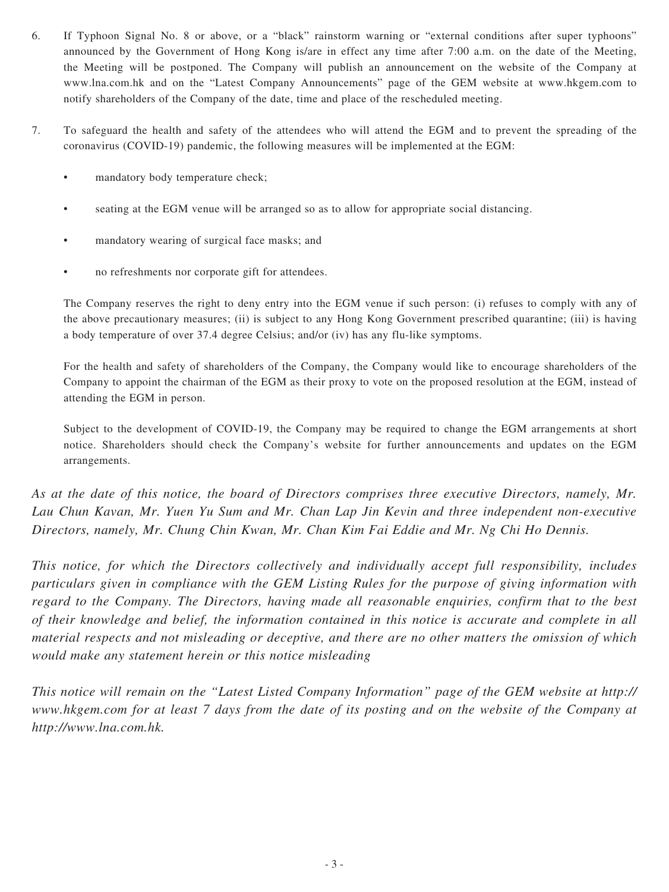6. If Typhoon Signal No. 8 or above, or a "black" rainstorm warning or "external conditions after super typhoons" announced by the Government of Hong Kong is/are in effect any time after 7:00 a.m. on the date of the Meeting, the Meeting will be postponed. The Company will publish an announcement on the website of the Company at www.lna.com.hk and on the "Latest Company Announcements" page of the GEM website at www.hkgem.com to notify shareholders of the Company of the date, time and place of the rescheduled meeting.

7. To safeguard the health and safety of the attendees who will attend the EGM and to prevent the spreading of the coronavirus (COVID-19) pandemic, the following measures will be implemented at the EGM:

   - mandatory body temperature check;
   - seating at the EGM venue will be arranged so as to allow for appropriate social distancing.
   - mandatory wearing of surgical face masks; and
   - no refreshments nor corporate gift for attendees.

   The Company reserves the right to deny entry into the EGM venue if such person: (i) refuses to comply with any of the above precautionary measures; (ii) is subject to any Hong Kong Government prescribed quarantine; (iii) is having a body temperature of over 37.4 degree Celsius; and/or (iv) has any flu-like symptoms.

   For the health and safety of shareholders of the Company, the Company would like to encourage shareholders of the Company to appoint the chairman of the EGM as their proxy to vote on the proposed resolution at the EGM, instead of attending the EGM in person.

   Subject to the development of COVID-19, the Company may be required to change the EGM arrangements at short notice. Shareholders should check the Company's website for further announcements and updates on the EGM arrangements.

*As at the date of this notice, the board of Directors comprises three executive Directors, namely, Mr. Lau Chun Kavan, Mr. Yuen Yu Sum and Mr. Chan Lap Jin Kevin and three independent non-executive Directors, namely, Mr. Chung Chin Kwan, Mr. Chan Kim Fai Eddie and Mr. Ng Chi Ho Dennis.*

*This notice, for which the Directors collectively and individually accept full responsibility, includes particulars given in compliance with the GEM Listing Rules for the purpose of giving information with regard to the Company. The Directors, having made all reasonable enquiries, confirm that to the best of their knowledge and belief, the information contained in this notice is accurate and complete in all material respects and not misleading or deceptive, and there are no other matters the omission of which would make any statement herein or this notice misleading*

*This notice will remain on the "Latest Listed Company Information" page of the GEM website at http://www.hkgem.com for at least 7 days from the date of its posting and on the website of the Company at http://www.lna.com.hk.*